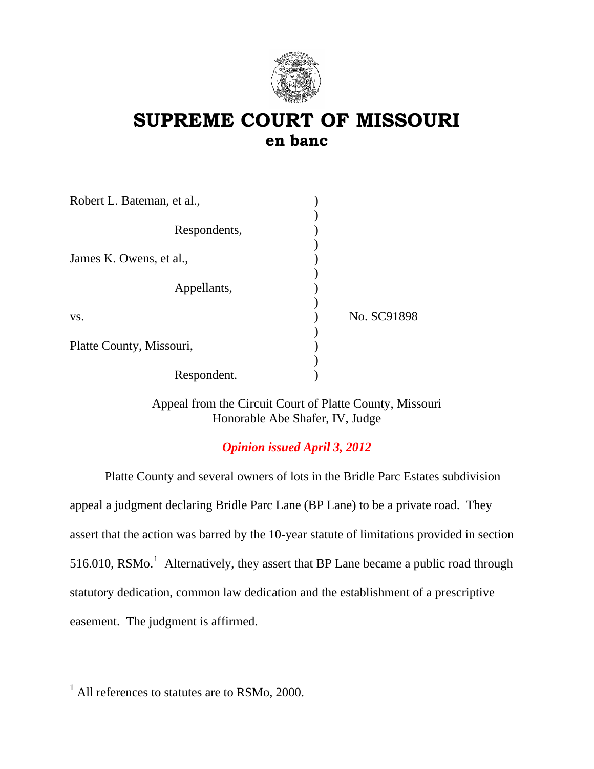# SUPREME COURT OF MISSOURI
## en banc

| | | |
|---|---|---|
| Robert L. Bateman, et al., | ) | |
| Respondents, | ) | |
| James K. Owens, et al., | ) | |
| Appellants, | ) | |
| vs. | ) | No. SC91898 |
| Platte County, Missouri, | ) | |
| Respondent. | ) | |

Appeal from the Circuit Court of Platte County, Missouri
Honorable Abe Shafer, IV, Judge

*Opinion issued April 3, 2012*

Platte County and several owners of lots in the Bridle Parc Estates subdivision appeal a judgment declaring Bridle Parc Lane (BP Lane) to be a private road. They assert that the action was barred by the 10-year statute of limitations provided in section 516.010, RSMo.[1] Alternatively, they assert that BP Lane became a public road through statutory dedication, common law dedication and the establishment of a prescriptive easement. The judgment is affirmed.

---

[1] All references to statutes are to RSMo, 2000.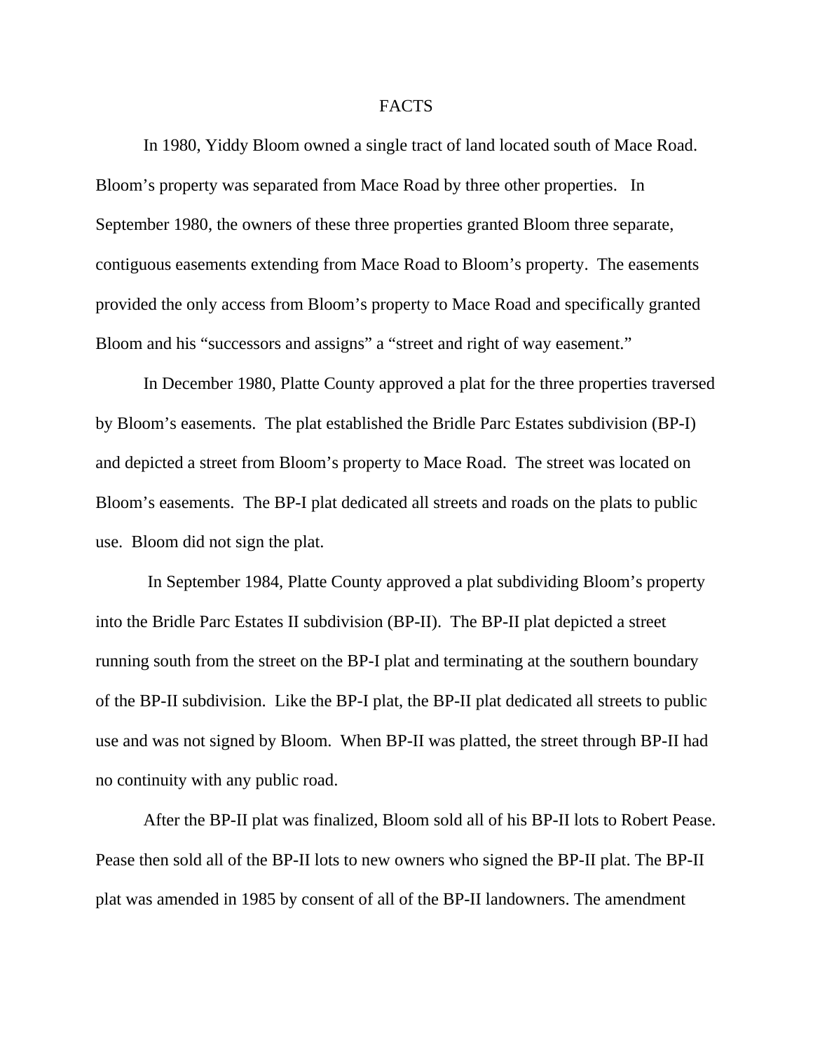# FACTS

In 1980, Yiddy Bloom owned a single tract of land located south of Mace Road. Bloom's property was separated from Mace Road by three other properties. In September 1980, the owners of these three properties granted Bloom three separate, contiguous easements extending from Mace Road to Bloom's property. The easements provided the only access from Bloom's property to Mace Road and specifically granted Bloom and his "successors and assigns" a "street and right of way easement."

In December 1980, Platte County approved a plat for the three properties traversed by Bloom's easements. The plat established the Bridle Parc Estates subdivision (BP-I) and depicted a street from Bloom's property to Mace Road. The street was located on Bloom's easements. The BP-I plat dedicated all streets and roads on the plats to public use. Bloom did not sign the plat.

In September 1984, Platte County approved a plat subdividing Bloom's property into the Bridle Parc Estates II subdivision (BP-II). The BP-II plat depicted a street running south from the street on the BP-I plat and terminating at the southern boundary of the BP-II subdivision. Like the BP-I plat, the BP-II plat dedicated all streets to public use and was not signed by Bloom. When BP-II was platted, the street through BP-II had no continuity with any public road.

After the BP-II plat was finalized, Bloom sold all of his BP-II lots to Robert Pease. Pease then sold all of the BP-II lots to new owners who signed the BP-II plat. The BP-II plat was amended in 1985 by consent of all of the BP-II landowners. The amendment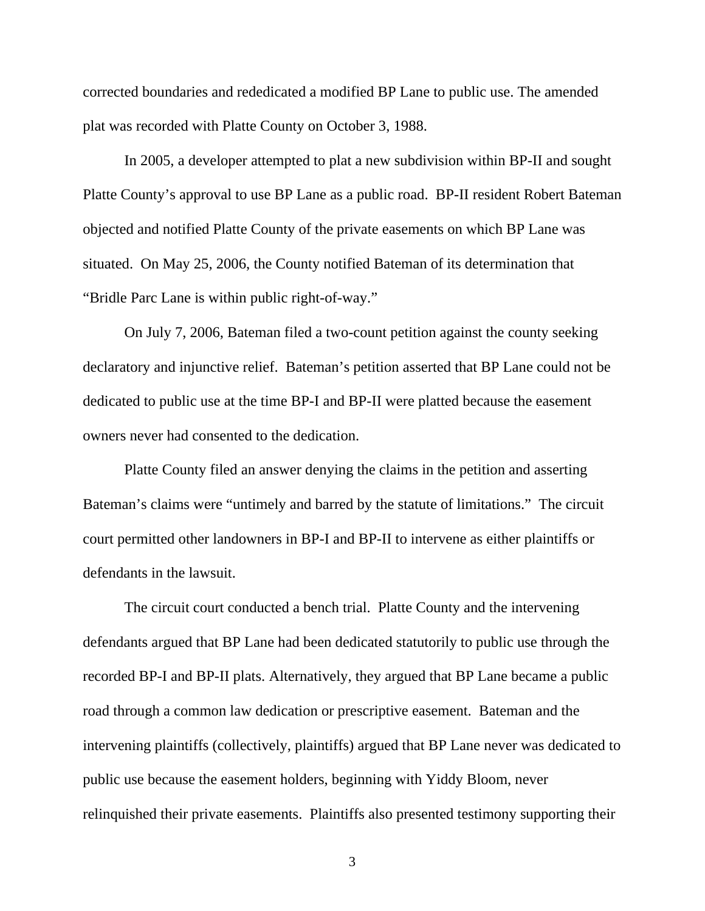corrected boundaries and rededicated a modified BP Lane to public use. The amended plat was recorded with Platte County on October 3, 1988.

In 2005, a developer attempted to plat a new subdivision within BP-II and sought Platte County's approval to use BP Lane as a public road. BP-II resident Robert Bateman objected and notified Platte County of the private easements on which BP Lane was situated. On May 25, 2006, the County notified Bateman of its determination that "Bridle Parc Lane is within public right-of-way."

On July 7, 2006, Bateman filed a two-count petition against the county seeking declaratory and injunctive relief. Bateman's petition asserted that BP Lane could not be dedicated to public use at the time BP-I and BP-II were platted because the easement owners never had consented to the dedication.

Platte County filed an answer denying the claims in the petition and asserting Bateman's claims were "untimely and barred by the statute of limitations." The circuit court permitted other landowners in BP-I and BP-II to intervene as either plaintiffs or defendants in the lawsuit.

The circuit court conducted a bench trial. Platte County and the intervening defendants argued that BP Lane had been dedicated statutorily to public use through the recorded BP-I and BP-II plats. Alternatively, they argued that BP Lane became a public road through a common law dedication or prescriptive easement. Bateman and the intervening plaintiffs (collectively, plaintiffs) argued that BP Lane never was dedicated to public use because the easement holders, beginning with Yiddy Bloom, never relinquished their private easements. Plaintiffs also presented testimony supporting their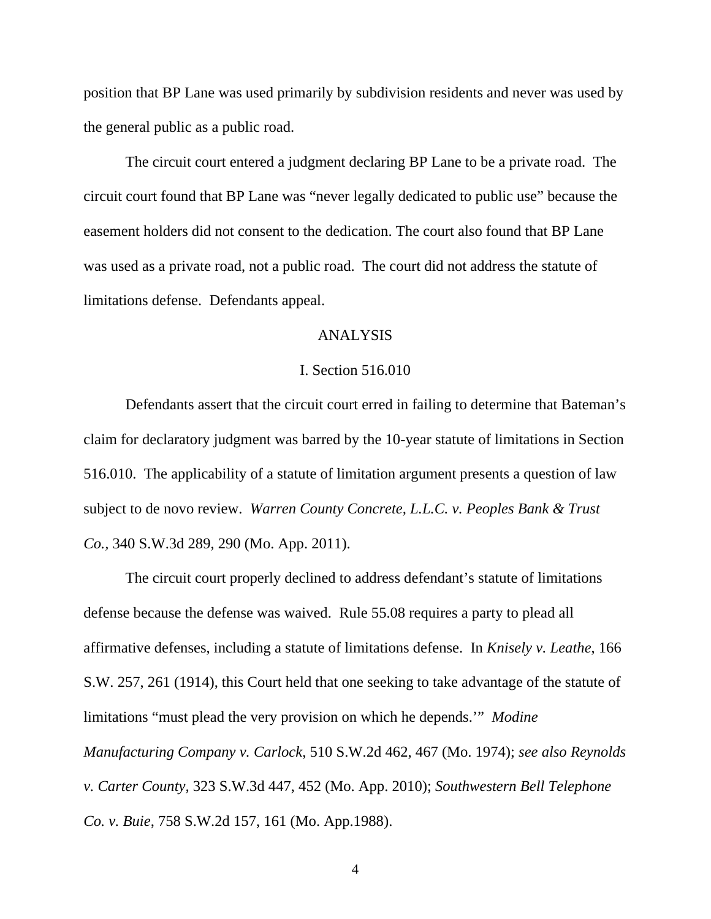position that BP Lane was used primarily by subdivision residents and never was used by the general public as a public road.

The circuit court entered a judgment declaring BP Lane to be a private road. The circuit court found that BP Lane was "never legally dedicated to public use" because the easement holders did not consent to the dedication. The court also found that BP Lane was used as a private road, not a public road. The court did not address the statute of limitations defense. Defendants appeal.

## ANALYSIS

### I. Section 516.010

Defendants assert that the circuit court erred in failing to determine that Bateman's claim for declaratory judgment was barred by the 10-year statute of limitations in Section 516.010. The applicability of a statute of limitation argument presents a question of law subject to de novo review. *Warren County Concrete, L.L.C. v. Peoples Bank & Trust Co.*, 340 S.W.3d 289, 290 (Mo. App. 2011).

The circuit court properly declined to address defendant's statute of limitations defense because the defense was waived. Rule 55.08 requires a party to plead all affirmative defenses, including a statute of limitations defense. In *Knisely v. Leathe*, 166 S.W. 257, 261 (1914), this Court held that one seeking to take advantage of the statute of limitations "must plead the very provision on which he depends.'" *Modine Manufacturing Company v. Carlock*, 510 S.W.2d 462, 467 (Mo. 1974); *see also Reynolds v. Carter County*, 323 S.W.3d 447, 452 (Mo. App. 2010); *Southwestern Bell Telephone Co. v. Buie*, 758 S.W.2d 157, 161 (Mo. App.1988).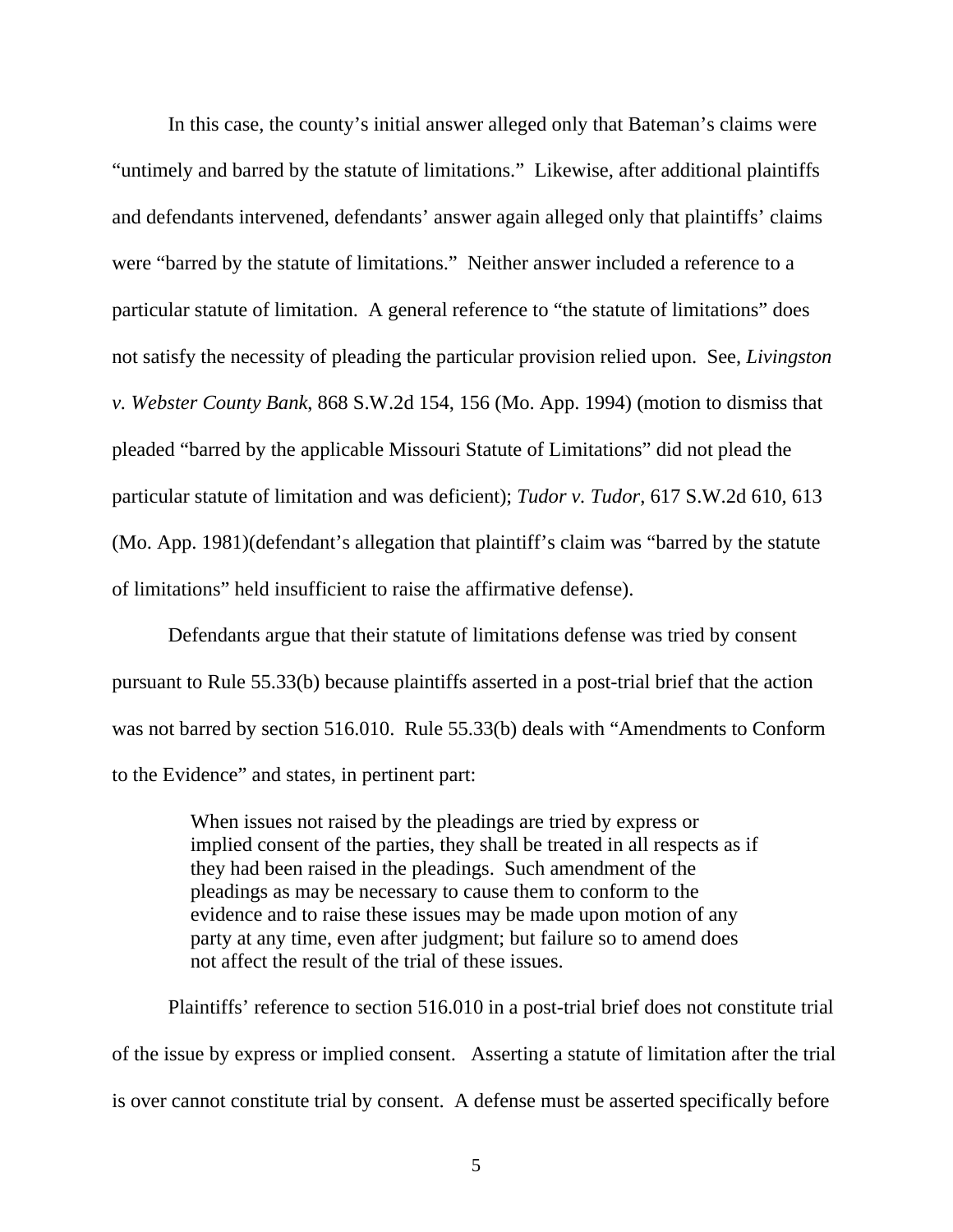In this case, the county's initial answer alleged only that Bateman's claims were "untimely and barred by the statute of limitations." Likewise, after additional plaintiffs and defendants intervened, defendants' answer again alleged only that plaintiffs' claims were "barred by the statute of limitations." Neither answer included a reference to a particular statute of limitation. A general reference to "the statute of limitations" does not satisfy the necessity of pleading the particular provision relied upon. See, *Livingston v. Webster County Bank*, 868 S.W.2d 154, 156 (Mo. App. 1994) (motion to dismiss that pleaded "barred by the applicable Missouri Statute of Limitations" did not plead the particular statute of limitation and was deficient); *Tudor v. Tudor*, 617 S.W.2d 610, 613 (Mo. App. 1981)(defendant's allegation that plaintiff's claim was "barred by the statute of limitations" held insufficient to raise the affirmative defense).

Defendants argue that their statute of limitations defense was tried by consent pursuant to Rule 55.33(b) because plaintiffs asserted in a post-trial brief that the action was not barred by section 516.010. Rule 55.33(b) deals with "Amendments to Conform to the Evidence" and states, in pertinent part:

> When issues not raised by the pleadings are tried by express or implied consent of the parties, they shall be treated in all respects as if they had been raised in the pleadings. Such amendment of the pleadings as may be necessary to cause them to conform to the evidence and to raise these issues may be made upon motion of any party at any time, even after judgment; but failure so to amend does not affect the result of the trial of these issues.

Plaintiffs' reference to section 516.010 in a post-trial brief does not constitute trial of the issue by express or implied consent. Asserting a statute of limitation after the trial is over cannot constitute trial by consent. A defense must be asserted specifically before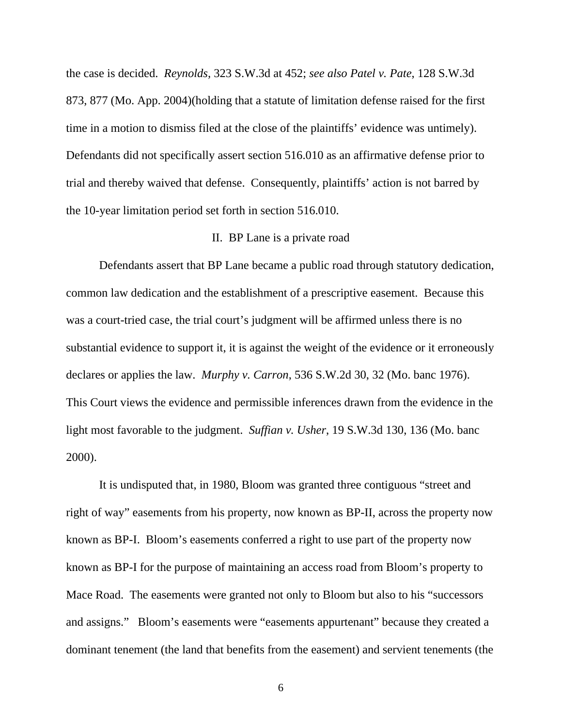the case is decided. *Reynolds,* 323 S.W.3d at 452; *see also Patel v. Pate*, 128 S.W.3d 873, 877 (Mo. App. 2004)(holding that a statute of limitation defense raised for the first time in a motion to dismiss filed at the close of the plaintiffs' evidence was untimely). Defendants did not specifically assert section 516.010 as an affirmative defense prior to trial and thereby waived that defense. Consequently, plaintiffs' action is not barred by the 10-year limitation period set forth in section 516.010.

## II. BP Lane is a private road

Defendants assert that BP Lane became a public road through statutory dedication, common law dedication and the establishment of a prescriptive easement. Because this was a court-tried case, the trial court's judgment will be affirmed unless there is no substantial evidence to support it, it is against the weight of the evidence or it erroneously declares or applies the law. *Murphy v. Carron*, 536 S.W.2d 30, 32 (Mo. banc 1976). This Court views the evidence and permissible inferences drawn from the evidence in the light most favorable to the judgment. *Suffian v. Usher*, 19 S.W.3d 130, 136 (Mo. banc 2000).

It is undisputed that, in 1980, Bloom was granted three contiguous "street and right of way" easements from his property, now known as BP-II, across the property now known as BP-I. Bloom's easements conferred a right to use part of the property now known as BP-I for the purpose of maintaining an access road from Bloom's property to Mace Road. The easements were granted not only to Bloom but also to his "successors and assigns." Bloom's easements were "easements appurtenant" because they created a dominant tenement (the land that benefits from the easement) and servient tenements (the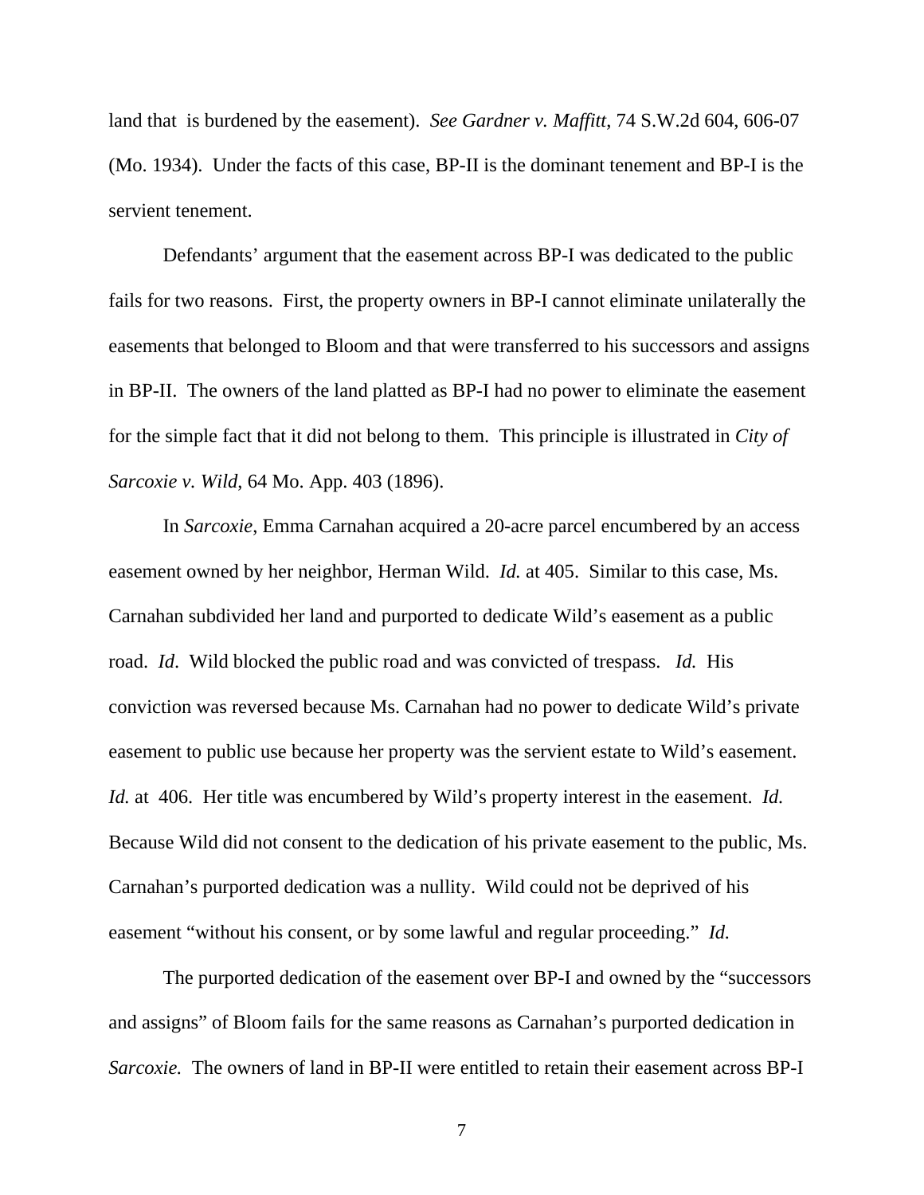land that is burdened by the easement). *See Gardner v. Maffitt*, 74 S.W.2d 604, 606-07 (Mo. 1934). Under the facts of this case, BP-II is the dominant tenement and BP-I is the servient tenement.

Defendants' argument that the easement across BP-I was dedicated to the public fails for two reasons. First, the property owners in BP-I cannot eliminate unilaterally the easements that belonged to Bloom and that were transferred to his successors and assigns in BP-II. The owners of the land platted as BP-I had no power to eliminate the easement for the simple fact that it did not belong to them. This principle is illustrated in *City of Sarcoxie v. Wild*, 64 Mo. App. 403 (1896).

In *Sarcoxie*, Emma Carnahan acquired a 20-acre parcel encumbered by an access easement owned by her neighbor, Herman Wild. *Id.* at 405. Similar to this case, Ms. Carnahan subdivided her land and purported to dedicate Wild's easement as a public road. *Id*. Wild blocked the public road and was convicted of trespass. *Id.* His conviction was reversed because Ms. Carnahan had no power to dedicate Wild's private easement to public use because her property was the servient estate to Wild's easement. *Id.* at 406. Her title was encumbered by Wild's property interest in the easement. *Id.* Because Wild did not consent to the dedication of his private easement to the public, Ms. Carnahan's purported dedication was a nullity. Wild could not be deprived of his easement "without his consent, or by some lawful and regular proceeding." *Id.*

The purported dedication of the easement over BP-I and owned by the "successors and assigns" of Bloom fails for the same reasons as Carnahan's purported dedication in *Sarcoxie.* The owners of land in BP-II were entitled to retain their easement across BP-I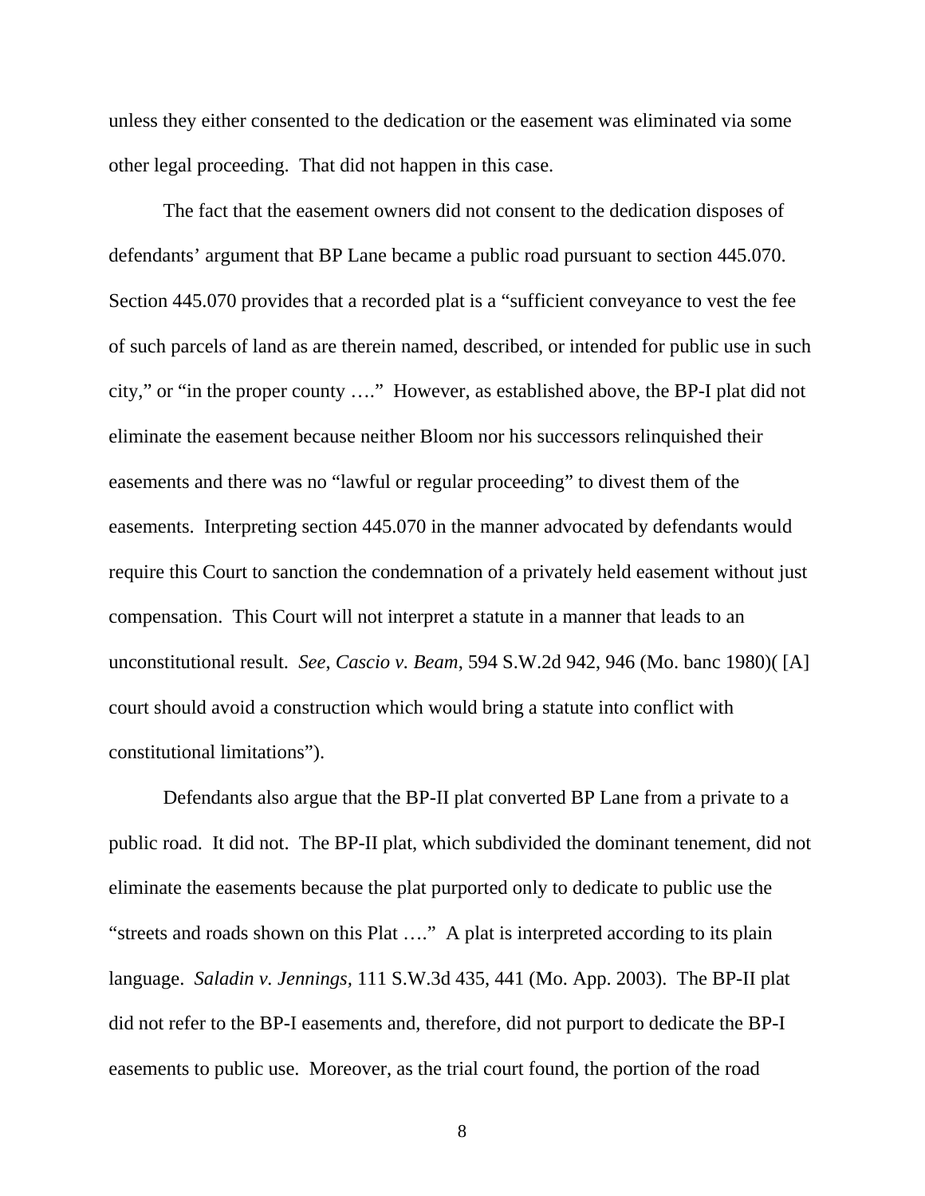unless they either consented to the dedication or the easement was eliminated via some other legal proceeding. That did not happen in this case.

The fact that the easement owners did not consent to the dedication disposes of defendants' argument that BP Lane became a public road pursuant to section 445.070. Section 445.070 provides that a recorded plat is a "sufficient conveyance to vest the fee of such parcels of land as are therein named, described, or intended for public use in such city," or "in the proper county …." However, as established above, the BP-I plat did not eliminate the easement because neither Bloom nor his successors relinquished their easements and there was no "lawful or regular proceeding" to divest them of the easements. Interpreting section 445.070 in the manner advocated by defendants would require this Court to sanction the condemnation of a privately held easement without just compensation. This Court will not interpret a statute in a manner that leads to an unconstitutional result. *See*, *Cascio v. Beam*, 594 S.W.2d 942, 946 (Mo. banc 1980)( [A] court should avoid a construction which would bring a statute into conflict with constitutional limitations").

Defendants also argue that the BP-II plat converted BP Lane from a private to a public road. It did not. The BP-II plat, which subdivided the dominant tenement, did not eliminate the easements because the plat purported only to dedicate to public use the "streets and roads shown on this Plat …." A plat is interpreted according to its plain language. *Saladin v. Jennings,* 111 S.W.3d 435, 441 (Mo. App. 2003). The BP-II plat did not refer to the BP-I easements and, therefore, did not purport to dedicate the BP-I easements to public use. Moreover, as the trial court found, the portion of the road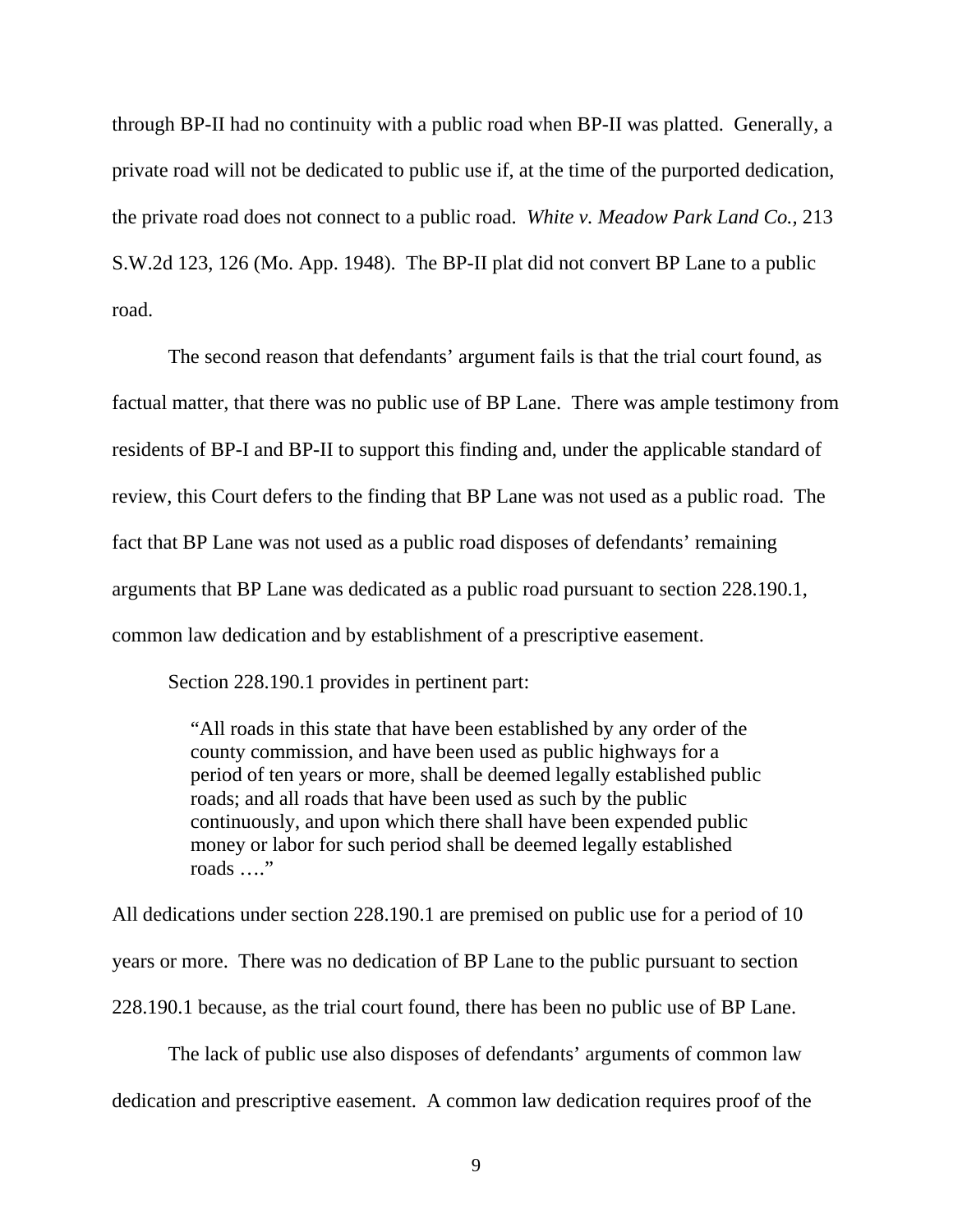through BP-II had no continuity with a public road when BP-II was platted. Generally, a private road will not be dedicated to public use if, at the time of the purported dedication, the private road does not connect to a public road. *White v. Meadow Park Land Co.*, 213 S.W.2d 123, 126 (Mo. App. 1948). The BP-II plat did not convert BP Lane to a public road.

The second reason that defendants' argument fails is that the trial court found, as factual matter, that there was no public use of BP Lane. There was ample testimony from residents of BP-I and BP-II to support this finding and, under the applicable standard of review, this Court defers to the finding that BP Lane was not used as a public road. The fact that BP Lane was not used as a public road disposes of defendants' remaining arguments that BP Lane was dedicated as a public road pursuant to section 228.190.1, common law dedication and by establishment of a prescriptive easement.

Section 228.190.1 provides in pertinent part:

> "All roads in this state that have been established by any order of the county commission, and have been used as public highways for a period of ten years or more, shall be deemed legally established public roads; and all roads that have been used as such by the public continuously, and upon which there shall have been expended public money or labor for such period shall be deemed legally established roads …."

All dedications under section 228.190.1 are premised on public use for a period of 10 years or more. There was no dedication of BP Lane to the public pursuant to section 228.190.1 because, as the trial court found, there has been no public use of BP Lane.

The lack of public use also disposes of defendants' arguments of common law dedication and prescriptive easement. A common law dedication requires proof of the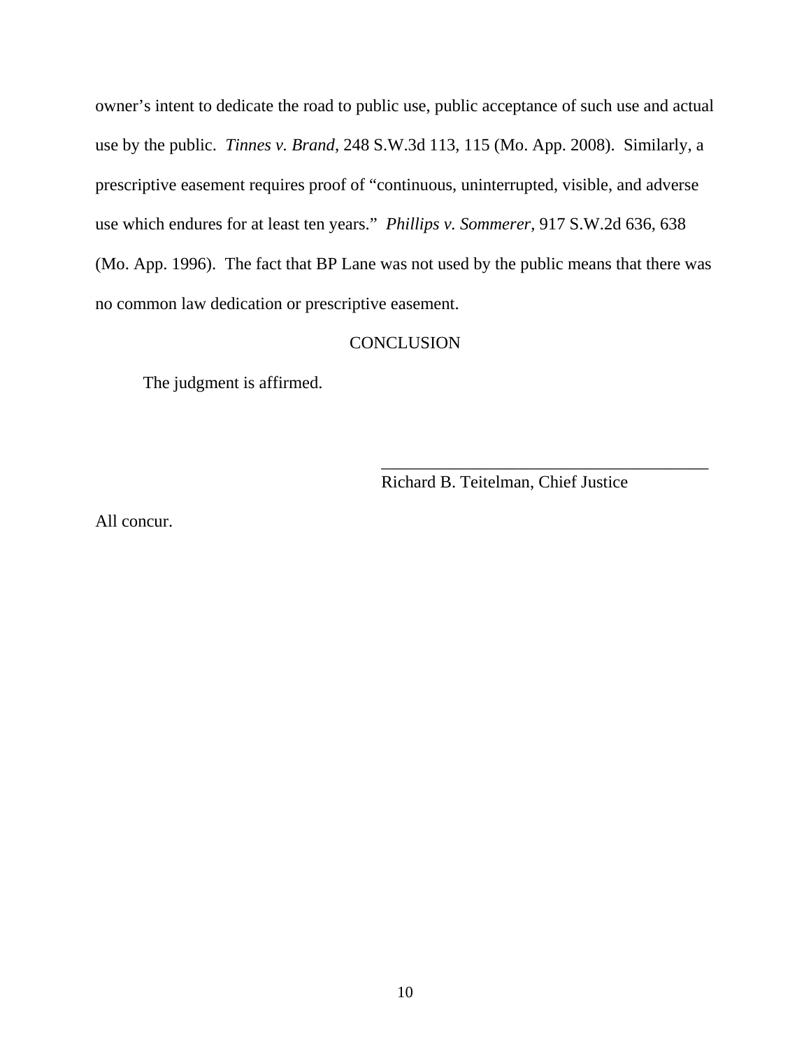owner's intent to dedicate the road to public use, public acceptance of such use and actual use by the public. *Tinnes v. Brand*, 248 S.W.3d 113, 115 (Mo. App. 2008). Similarly, a prescriptive easement requires proof of "continuous, uninterrupted, visible, and adverse use which endures for at least ten years." *Phillips v. Sommerer,* 917 S.W.2d 636, 638 (Mo. App. 1996). The fact that BP Lane was not used by the public means that there was no common law dedication or prescriptive easement.

CONCLUSION

The judgment is affirmed.

\_\_\_\_\_\_\_\_\_\_\_\_\_\_\_\_\_\_\_\_\_\_\_\_\_\_\_\_\_\_\_\_\_\_\_\_\_\_\_\_
Richard B. Teitelman, Chief Justice

All concur.